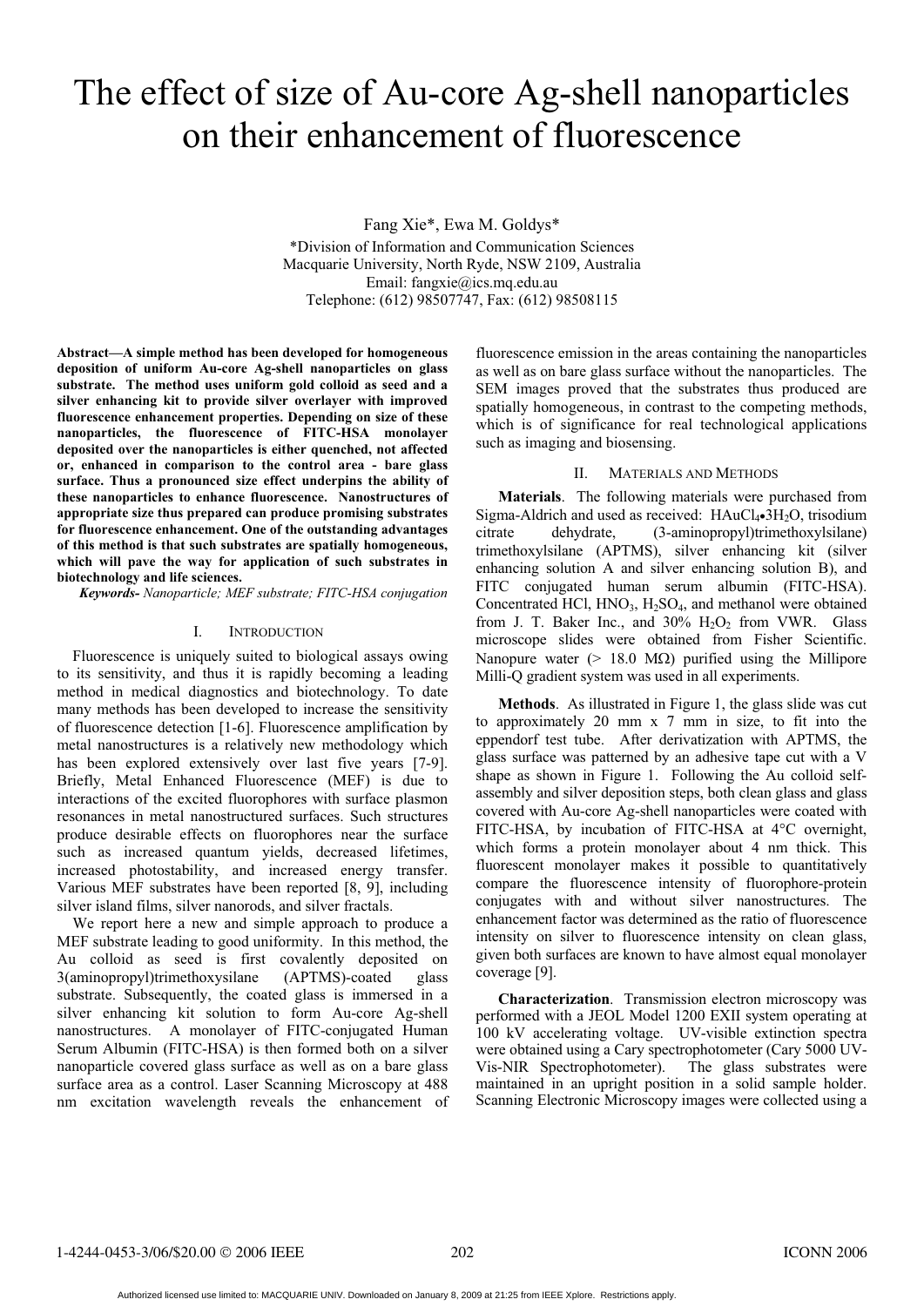# The effect of size of Au-core Ag-shell nanoparticles on their enhancement of fluorescence

Fang Xie\*, Ewa M. Goldys\*

\*Division of Information and Communication Sciences
Macquarie University, North Ryde, NSW 2109, Australia
Email: fangxie@ics.mq.edu.au
Telephone: (612) 98507747, Fax: (612) 98508115

**Abstract—A simple method has been developed for homogeneous deposition of uniform Au-core Ag-shell nanoparticles on glass substrate. The method uses uniform gold colloid as seed and a silver enhancing kit to provide silver overlayer with improved fluorescence enhancement properties. Depending on size of these nanoparticles, the fluorescence of FITC-HSA monolayer deposited over the nanoparticles is either quenched, not affected or, enhanced in comparison to the control area - bare glass surface. Thus a pronounced size effect underpins the ability of these nanoparticles to enhance fluorescence. Nanostructures of appropriate size thus prepared can produce promising substrates for fluorescence enhancement. One of the outstanding advantages of this method is that such substrates are spatially homogeneous, which will pave the way for application of such substrates in biotechnology and life sciences.**

***Keywords-*** *Nanoparticle; MEF substrate; FITC-HSA conjugation*

## I. Introduction

Fluorescence is uniquely suited to biological assays owing to its sensitivity, and thus it is rapidly becoming a leading method in medical diagnostics and biotechnology. To date many methods has been developed to increase the sensitivity of fluorescence detection [1-6]. Fluorescence amplification by metal nanostructures is a relatively new methodology which has been explored extensively over last five years [7-9]. Briefly, Metal Enhanced Fluorescence (MEF) is due to interactions of the excited fluorophores with surface plasmon resonances in metal nanostructured surfaces. Such structures produce desirable effects on fluorophores near the surface such as increased quantum yields, decreased lifetimes, increased photostability, and increased energy transfer. Various MEF substrates have been reported [8, 9], including silver island films, silver nanorods, and silver fractals.

We report here a new and simple approach to produce a MEF substrate leading to good uniformity. In this method, the Au colloid as seed is first covalently deposited on 3(aminopropyl)trimethoxysilane (APTMS)-coated glass substrate. Subsequently, the coated glass is immersed in a silver enhancing kit solution to form Au-core Ag-shell nanostructures. A monolayer of FITC-conjugated Human Serum Albumin (FITC-HSA) is then formed both on a silver nanoparticle covered glass surface as well as on a bare glass surface area as a control. Laser Scanning Microscopy at 488 nm excitation wavelength reveals the enhancement of fluorescence emission in the areas containing the nanoparticles as well as on bare glass surface without the nanoparticles. The SEM images proved that the substrates thus produced are spatially homogeneous, in contrast to the competing methods, which is of significance for real technological applications such as imaging and biosensing.

## II. Materials and Methods

**Materials**. The following materials were purchased from Sigma-Aldrich and used as received: $HAuCl_4 \bullet 3H_2O$, trisodium citrate dehydrate, (3-aminopropyl)trimethoxylsilane) trimethoxylsilane (APTMS), silver enhancing kit (silver enhancing solution A and silver enhancing solution B), and FITC conjugated human serum albumin (FITC-HSA). Concentrated HCl, $HNO_3$, $H_2SO_4$, and methanol were obtained from J. T. Baker Inc., and 30% $H_2O_2$ from VWR. Glass microscope slides were obtained from Fisher Scientific. Nanopure water (> 18.0 MΩ) purified using the Millipore Milli-Q gradient system was used in all experiments.

**Methods**. As illustrated in Figure 1, the glass slide was cut to approximately 20 mm x 7 mm in size, to fit into the eppendorf test tube. After derivatization with APTMS, the glass surface was patterned by an adhesive tape cut with a V shape as shown in Figure 1. Following the Au colloid self-assembly and silver deposition steps, both clean glass and glass covered with Au-core Ag-shell nanoparticles were coated with FITC-HSA, by incubation of FITC-HSA at 4°C overnight, which forms a protein monolayer about 4 nm thick. This fluorescent monolayer makes it possible to quantitatively compare the fluorescence intensity of fluorophore-protein conjugates with and without silver nanostructures. The enhancement factor was determined as the ratio of fluorescence intensity on silver to fluorescence intensity on clean glass, given both surfaces are known to have almost equal monolayer coverage [9].

**Characterization**. Transmission electron microscopy was performed with a JEOL Model 1200 EXII system operating at 100 kV accelerating voltage. UV-visible extinction spectra were obtained using a Cary spectrophotometer (Cary 5000 UV-Vis-NIR Spectrophotometer). The glass substrates were maintained in an upright position in a solid sample holder. Scanning Electronic Microscopy images were collected using a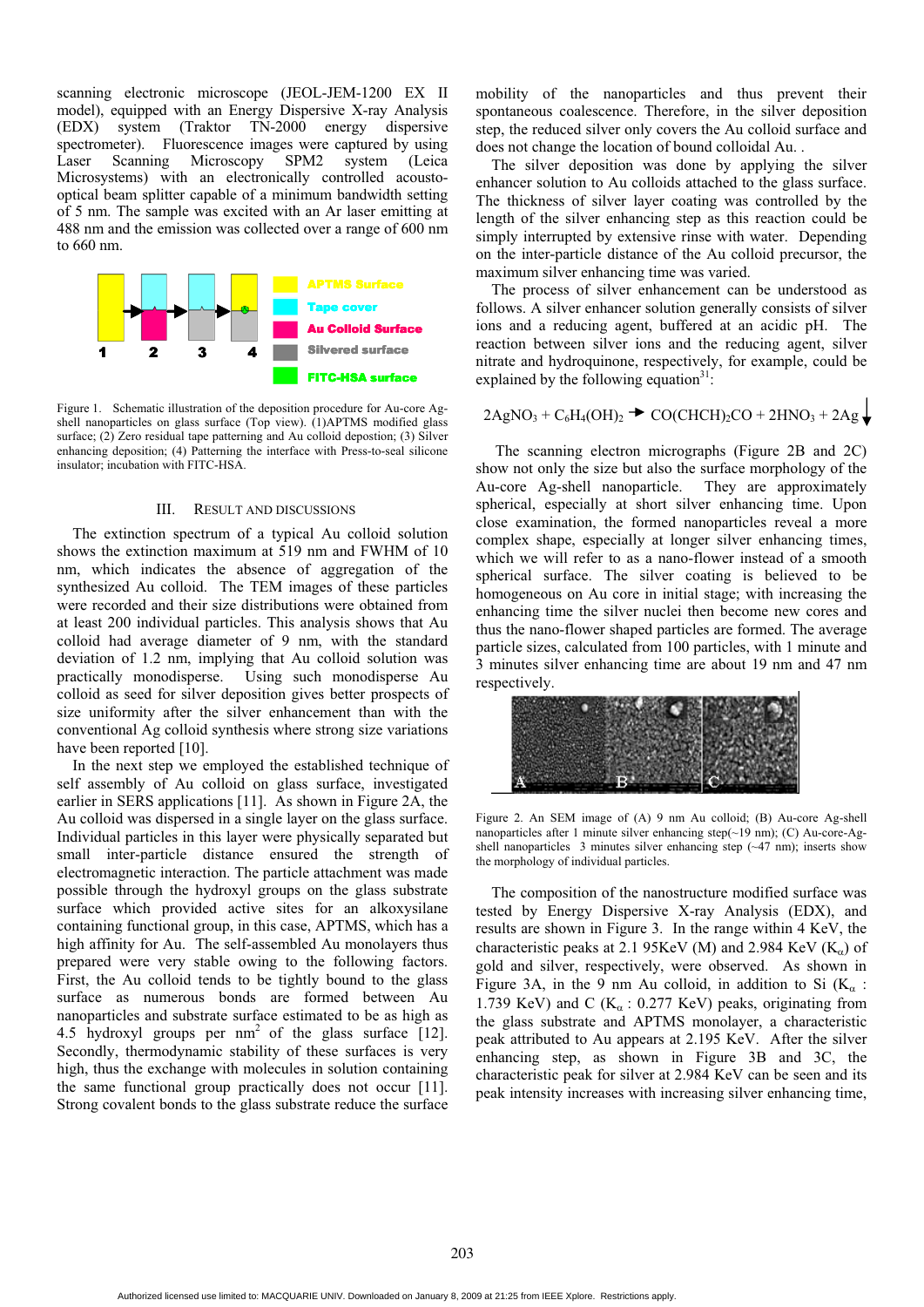scanning electronic microscope (JEOL-JEM-1200 EX II model), equipped with an Energy Dispersive X-ray Analysis (EDX) system (Traktor TN-2000 energy dispersive spectrometer). Fluorescence images were captured by using Laser Scanning Microscopy SPM2 system (Leica Microsystems) with an electronically controlled acousto-optical beam splitter capable of a minimum bandwidth setting of 5 nm. The sample was excited with an Ar laser emitting at 488 nm and the emission was collected over a range of 600 nm to 660 nm.

Figure 1. Schematic illustration of the deposition procedure for Au-core Ag-shell nanoparticles on glass surface (Top view). (1)APTMS modified glass surface; (2) Zero residual tape patterning and Au colloid depostion; (3) Silver enhancing deposition; (4) Patterning the interface with Press-to-seal silicone insulator; incubation with FITC-HSA.

## III. Result and Discussions

The extinction spectrum of a typical Au colloid solution shows the extinction maximum at 519 nm and FWHM of 10 nm, which indicates the absence of aggregation of the synthesized Au colloid. The TEM images of these particles were recorded and their size distributions were obtained from at least 200 individual particles. This analysis shows that Au colloid had average diameter of 9 nm, with the standard deviation of 1.2 nm, implying that Au colloid solution was practically monodisperse. Using such monodisperse Au colloid as seed for silver deposition gives better prospects of size uniformity after the silver enhancement than with the conventional Ag colloid synthesis where strong size variations have been reported [10].

In the next step we employed the established technique of self assembly of Au colloid on glass surface, investigated earlier in SERS applications [11]. As shown in Figure 2A, the Au colloid was dispersed in a single layer on the glass surface. Individual particles in this layer were physically separated but small inter-particle distance ensured the strength of electromagnetic interaction. The particle attachment was made possible through the hydroxyl groups on the glass substrate surface which provided active sites for an alkoxysilane containing functional group, in this case, APTMS, which has a high affinity for Au. The self-assembled Au monolayers thus prepared were very stable owing to the following factors. First, the Au colloid tends to be tightly bound to the glass surface as numerous bonds are formed between Au nanoparticles and substrate surface estimated to be as high as 4.5 hydroxyl groups per nm$^2$ of the glass surface [12]. Secondly, thermodynamic stability of these surfaces is very high, thus the exchange with molecules in solution containing the same functional group practically does not occur [11]. Strong covalent bonds to the glass substrate reduce the surface mobility of the nanoparticles and thus prevent their spontaneous coalescence. Therefore, in the silver deposition step, the reduced silver only covers the Au colloid surface and does not change the location of bound colloidal Au. .

The silver deposition was done by applying the silver enhancer solution to Au colloids attached to the glass surface. The thickness of silver layer coating was controlled by the length of the silver enhancing step as this reaction could be simply interrupted by extensive rinse with water. Depending on the inter-particle distance of the Au colloid precursor, the maximum silver enhancing time was varied.

The process of silver enhancement can be understood as follows. A silver enhancer solution generally consists of silver ions and a reducing agent, buffered at an acidic pH. The reaction between silver ions and the reducing agent, silver nitrate and hydroquinone, respectively, for example, could be explained by the following equation[31]:

$$2AgNO_3 + C_6H_4(OH)_2 \rightarrow CO(CHCH)_2CO + 2HNO_3 + 2Ag\downarrow$$

The scanning electron micrographs (Figure 2B and 2C) show not only the size but also the surface morphology of the Au-core Ag-shell nanoparticle. They are approximately spherical, especially at short silver enhancing time. Upon close examination, the formed nanoparticles reveal a more complex shape, especially at longer silver enhancing times, which we will refer to as a nano-flower instead of a smooth spherical surface. The silver coating is believed to be homogeneous on Au core in initial stage; with increasing the enhancing time the silver nuclei then become new cores and thus the nano-flower shaped particles are formed. The average particle sizes, calculated from 100 particles, with 1 minute and 3 minutes silver enhancing time are about 19 nm and 47 nm respectively.

Figure 2. An SEM image of (A) 9 nm Au colloid; (B) Au-core Ag-shell nanoparticles after 1 minute silver enhancing step(~19 nm); (C) Au-core-Ag-shell nanoparticles 3 minutes silver enhancing step (~47 nm); inserts show the morphology of individual particles.

The composition of the nanostructure modified surface was tested by Energy Dispersive X-ray Analysis (EDX), and results are shown in Figure 3. In the range within 4 KeV, the characteristic peaks at 2.1 95KeV (M) and 2.984 KeV ($K_\alpha$) of gold and silver, respectively, were observed. As shown in Figure 3A, in the 9 nm Au colloid, in addition to Si ($K_\alpha$ : 1.739 KeV) and C ($K_\alpha$ : 0.277 KeV) peaks, originating from the glass substrate and APTMS monolayer, a characteristic peak attributed to Au appears at 2.195 KeV. After the silver enhancing step, as shown in Figure 3B and 3C, the characteristic peak for silver at 2.984 KeV can be seen and its peak intensity increases with increasing silver enhancing time,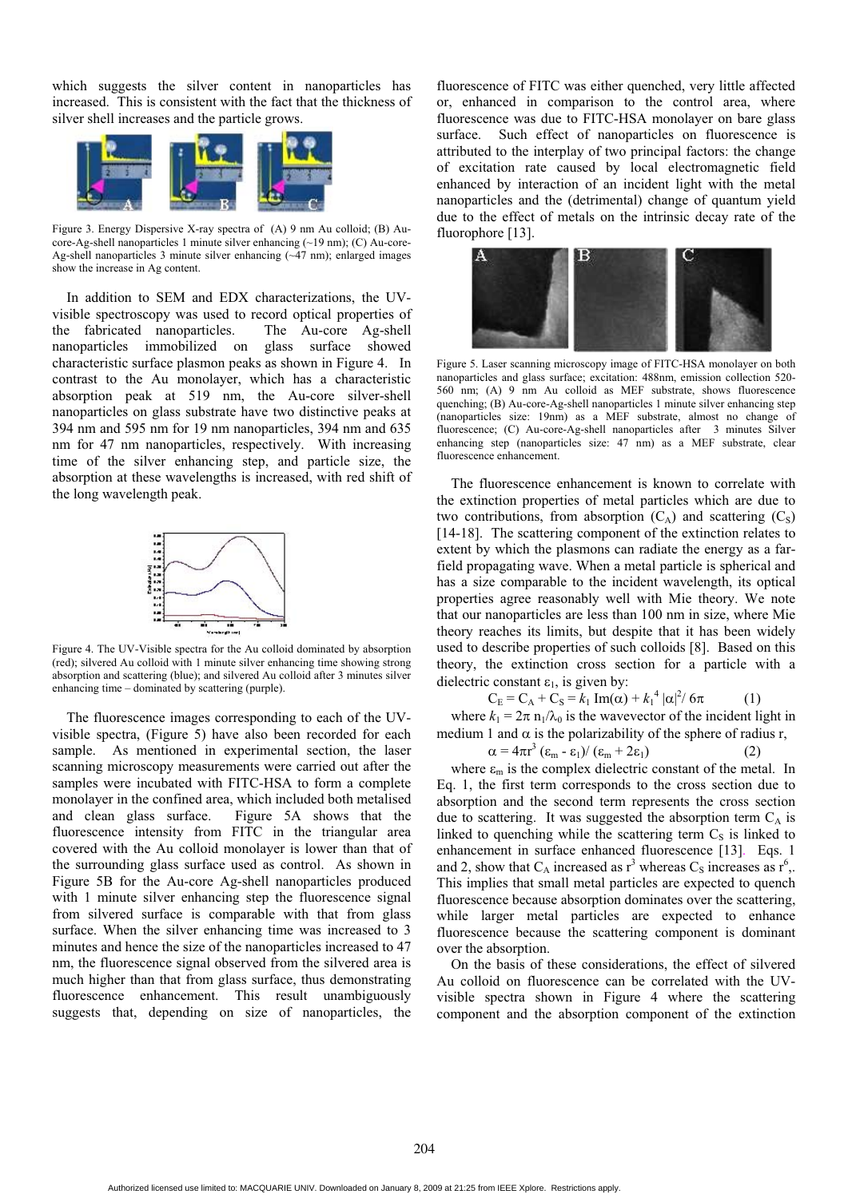which suggests the silver content in nanoparticles has increased. This is consistent with the fact that the thickness of silver shell increases and the particle grows.

Figure 3. Energy Dispersive X-ray spectra of (A) 9 nm Au colloid; (B) Au-core-Ag-shell nanoparticles 1 minute silver enhancing (~19 nm); (C) Au-core-Ag-shell nanoparticles 3 minute silver enhancing (~47 nm); enlarged images show the increase in Ag content.

In addition to SEM and EDX characterizations, the UV-visible spectroscopy was used to record optical properties of the fabricated nanoparticles. The Au-core Ag-shell nanoparticles immobilized on glass surface showed characteristic surface plasmon peaks as shown in Figure 4. In contrast to the Au monolayer, which has a characteristic absorption peak at 519 nm, the Au-core silver-shell nanoparticles on glass substrate have two distinctive peaks at 394 nm and 595 nm for 19 nm nanoparticles, 394 nm and 635 nm for 47 nm nanoparticles, respectively. With increasing time of the silver enhancing step, and particle size, the absorption at these wavelengths is increased, with red shift of the long wavelength peak.

Figure 4. The UV-Visible spectra for the Au colloid dominated by absorption (red); silvered Au colloid with 1 minute silver enhancing time showing strong absorption and scattering (blue); and silvered Au colloid after 3 minutes silver enhancing time – dominated by scattering (purple).

The fluorescence images corresponding to each of the UV-visible spectra, (Figure 5) have also been recorded for each sample. As mentioned in experimental section, the laser scanning microscopy measurements were carried out after the samples were incubated with FITC-HSA to form a complete monolayer in the confined area, which included both metalised and clean glass surface. Figure 5A shows that the fluorescence intensity from FITC in the triangular area covered with the Au colloid monolayer is lower than that of the surrounding glass surface used as control. As shown in Figure 5B for the Au-core Ag-shell nanoparticles produced with 1 minute silver enhancing step the fluorescence signal from silvered surface is comparable with that from glass surface. When the silver enhancing time was increased to 3 minutes and hence the size of the nanoparticles increased to 47 nm, the fluorescence signal observed from the silvered area is much higher than that from glass surface, thus demonstrating fluorescence enhancement. This result unambiguously suggests that, depending on size of nanoparticles, the fluorescence of FITC was either quenched, very little affected or, enhanced in comparison to the control area, where fluorescence was due to FITC-HSA monolayer on bare glass surface. Such effect of nanoparticles on fluorescence is attributed to the interplay of two principal factors: the change of excitation rate caused by local electromagnetic field enhanced by interaction of an incident light with the metal nanoparticles and the (detrimental) change of quantum yield due to the effect of metals on the intrinsic decay rate of the fluorophore [13].

Figure 5. Laser scanning microscopy image of FITC-HSA monolayer on both nanoparticles and glass surface; excitation: 488nm, emission collection 520-560 nm; (A) 9 nm Au colloid as MEF substrate, shows fluorescence quenching; (B) Au-core-Ag-shell nanoparticles 1 minute silver enhancing step (nanoparticles size: 19nm) as a MEF substrate, almost no change of fluorescence; (C) Au-core-Ag-shell nanoparticles after 3 minutes Silver enhancing step (nanoparticles size: 47 nm) as a MEF substrate, clear fluorescence enhancement.

The fluorescence enhancement is known to correlate with the extinction properties of metal particles which are due to two contributions, from absorption ($C_A$) and scattering ($C_S$) [14-18]. The scattering component of the extinction relates to extent by which the plasmons can radiate the energy as a far-field propagating wave. When a metal particle is spherical and has a size comparable to the incident wavelength, its optical properties agree reasonably well with Mie theory. We note that our nanoparticles are less than 100 nm in size, where Mie theory reaches its limits, but despite that it has been widely used to describe properties of such colloids [8]. Based on this theory, the extinction cross section for a particle with a dielectric constant $\varepsilon_1$, is given by:

$$C_E = C_A + C_S = k_1 \operatorname{Im}(\alpha) + k_1^4 |\alpha|^2 / 6\pi \qquad (1)$$

where $k_1 = 2\pi n_1/\lambda_0$ is the wavevector of the incident light in medium 1 and $\alpha$ is the polarizability of the sphere of radius r,

$$\alpha = 4\pi r^3 (\varepsilon_m - \varepsilon_1)/(\varepsilon_m + 2\varepsilon_1) \qquad (2)$$

where $\varepsilon_m$ is the complex dielectric constant of the metal. In Eq. 1, the first term corresponds to the cross section due to absorption and the second term represents the cross section due to scattering. It was suggested the absorption term $C_A$ is linked to quenching while the scattering term $C_S$ is linked to enhancement in surface enhanced fluorescence [13]. Eqs. 1 and 2, show that $C_A$ increased as $r^3$ whereas $C_S$ increases as $r^6$,. This implies that small metal particles are expected to quench fluorescence because absorption dominates over the scattering, while larger metal particles are expected to enhance fluorescence because the scattering component is dominant over the absorption.

On the basis of these considerations, the effect of silvered Au colloid on fluorescence can be correlated with the UV-visible spectra shown in Figure 4 where the scattering component and the absorption component of the extinction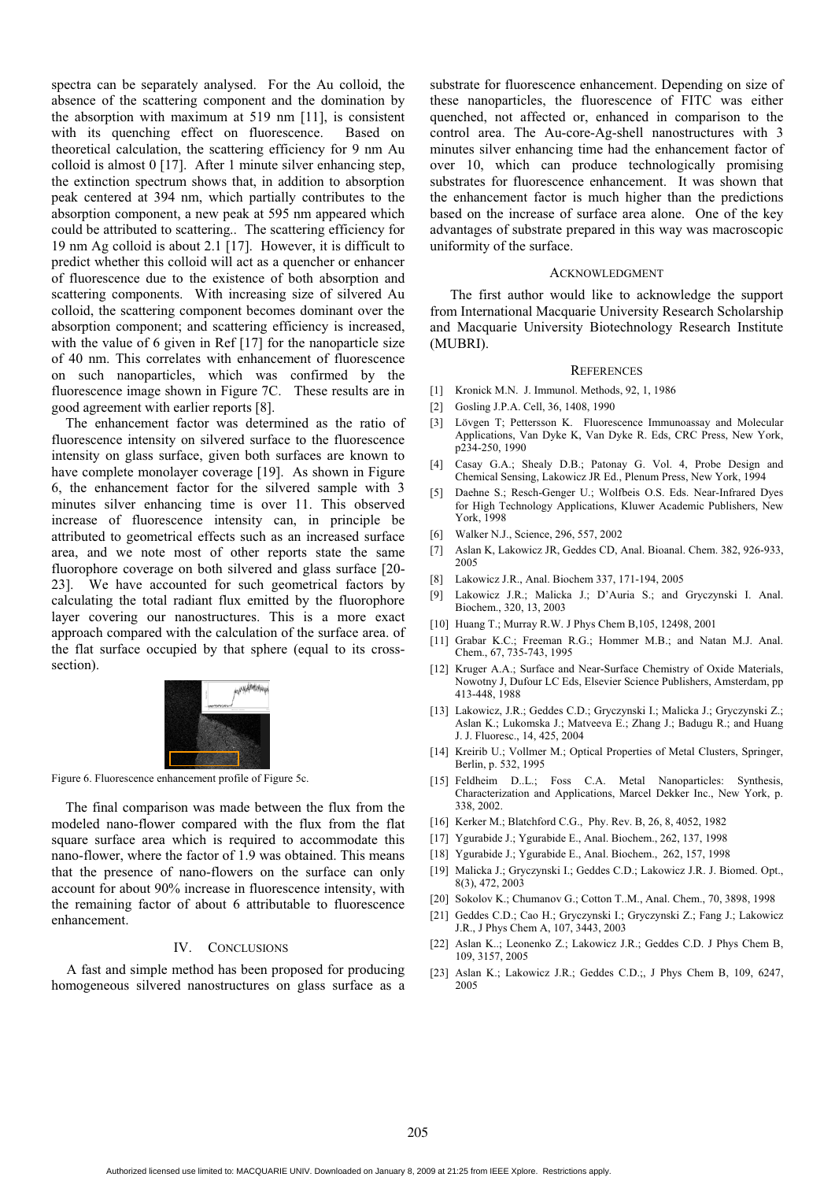spectra can be separately analysed. For the Au colloid, the absence of the scattering component and the domination by the absorption with maximum at 519 nm [11], is consistent with its quenching effect on fluorescence. Based on theoretical calculation, the scattering efficiency for 9 nm Au colloid is almost 0 [17]. After 1 minute silver enhancing step, the extinction spectrum shows that, in addition to absorption peak centered at 394 nm, which partially contributes to the absorption component, a new peak at 595 nm appeared which could be attributed to scattering.. The scattering efficiency for 19 nm Ag colloid is about 2.1 [17]. However, it is difficult to predict whether this colloid will act as a quencher or enhancer of fluorescence due to the existence of both absorption and scattering components. With increasing size of silvered Au colloid, the scattering component becomes dominant over the absorption component; and scattering efficiency is increased, with the value of 6 given in Ref [17] for the nanoparticle size of 40 nm. This correlates with enhancement of fluorescence on such nanoparticles, which was confirmed by the fluorescence image shown in Figure 7C. These results are in good agreement with earlier reports [8].

The enhancement factor was determined as the ratio of fluorescence intensity on silvered surface to the fluorescence intensity on glass surface, given both surfaces are known to have complete monolayer coverage [19]. As shown in Figure 6, the enhancement factor for the silvered sample with 3 minutes silver enhancing time is over 11. This observed increase of fluorescence intensity can, in principle be attributed to geometrical effects such as an increased surface area, and we note most of other reports state the same fluorophore coverage on both silvered and glass surface [20-23]. We have accounted for such geometrical factors by calculating the total radiant flux emitted by the fluorophore layer covering our nanostructures. This is a more exact approach compared with the calculation of the surface area. of the flat surface occupied by that sphere (equal to its cross-section).

Figure 6. Fluorescence enhancement profile of Figure 5c.

The final comparison was made between the flux from the modeled nano-flower compared with the flux from the flat square surface area which is required to accommodate this nano-flower, where the factor of 1.9 was obtained. This means that the presence of nano-flowers on the surface can only account for about 90% increase in fluorescence intensity, with the remaining factor of about 6 attributable to fluorescence enhancement.

## IV. Conclusions

A fast and simple method has been proposed for producing homogeneous silvered nanostructures on glass surface as a substrate for fluorescence enhancement. Depending on size of these nanoparticles, the fluorescence of FITC was either quenched, not affected or, enhanced in comparison to the control area. The Au-core-Ag-shell nanostructures with 3 minutes silver enhancing time had the enhancement factor of over 10, which can produce technologically promising substrates for fluorescence enhancement. It was shown that the enhancement factor is much higher than the predictions based on the increase of surface area alone. One of the key advantages of substrate prepared in this way was macroscopic uniformity of the surface.

## Acknowledgment

The first author would like to acknowledge the support from International Macquarie University Research Scholarship and Macquarie University Biotechnology Research Institute (MUBRI).

## References

[1] Kronick M.N. J. Immunol. Methods, 92, 1, 1986

[2] Gosling J.P.A. Cell, 36, 1408, 1990

[3] Lövgen T; Pettersson K. Fluorescence Immunoassay and Molecular Applications, Van Dyke K, Van Dyke R. Eds, CRC Press, New York, p234-250, 1990

[4] Casay G.A.; Shealy D.B.; Patonay G. Vol. 4, Probe Design and Chemical Sensing, Lakowicz JR Ed., Plenum Press, New York, 1994

[5] Daehne S.; Resch-Genger U.; Wolfbeis O.S. Eds. Near-Infrared Dyes for High Technology Applications, Kluwer Academic Publishers, New York, 1998

[6] Walker N.J., Science, 296, 557, 2002

[7] Aslan K, Lakowicz JR, Geddes CD, Anal. Bioanal. Chem. 382, 926-933, 2005

[8] Lakowicz J.R., Anal. Biochem 337, 171-194, 2005

[9] Lakowicz J.R.; Malicka J.; D'Auria S.; and Gryczynski I. Anal. Biochem., 320, 13, 2003

[10] Huang T.; Murray R.W. J Phys Chem B,105, 12498, 2001

[11] Grabar K.C.; Freeman R.G.; Hommer M.B.; and Natan M.J. Anal. Chem., 67, 735-743, 1995

[12] Kruger A.A.; Surface and Near-Surface Chemistry of Oxide Materials, Nowotny J, Dufour LC Eds, Elsevier Science Publishers, Amsterdam, pp 413-448, 1988

[13] Lakowicz, J.R.; Geddes C.D.; Gryczynski I.; Malicka J.; Gryczynski Z.; Aslan K.; Lukomska J.; Matveeva E.; Zhang J.; Badugu R.; and Huang J. J. Fluoresc., 14, 425, 2004

[14] Kreirib U.; Vollmer M.; Optical Properties of Metal Clusters, Springer, Berlin, p. 532, 1995

[15] Feldheim D..L.; Foss C.A. Metal Nanoparticles: Synthesis, Characterization and Applications, Marcel Dekker Inc., New York, p. 338, 2002.

[16] Kerker M.; Blatchford C.G., Phy. Rev. B, 26, 8, 4052, 1982

[17] Ygurabide J.; Ygurabide E., Anal. Biochem., 262, 137, 1998

[18] Ygurabide J.; Ygurabide E., Anal. Biochem., 262, 157, 1998

[19] Malicka J.; Gryczynski I.; Geddes C.D.; Lakowicz J.R. J. Biomed. Opt., 8(3), 472, 2003

[20] Sokolov K.; Chumanov G.; Cotton T..M., Anal. Chem., 70, 3898, 1998

[21] Geddes C.D.; Cao H.; Gryczynski I.; Gryczynski Z.; Fang J.; Lakowicz J.R., J Phys Chem A, 107, 3443, 2003

[22] Aslan K..; Leonenko Z.; Lakowicz J.R.; Geddes C.D. J Phys Chem B, 109, 3157, 2005

[23] Aslan K.; Lakowicz J.R.; Geddes C.D.;, J Phys Chem B, 109, 6247, 2005